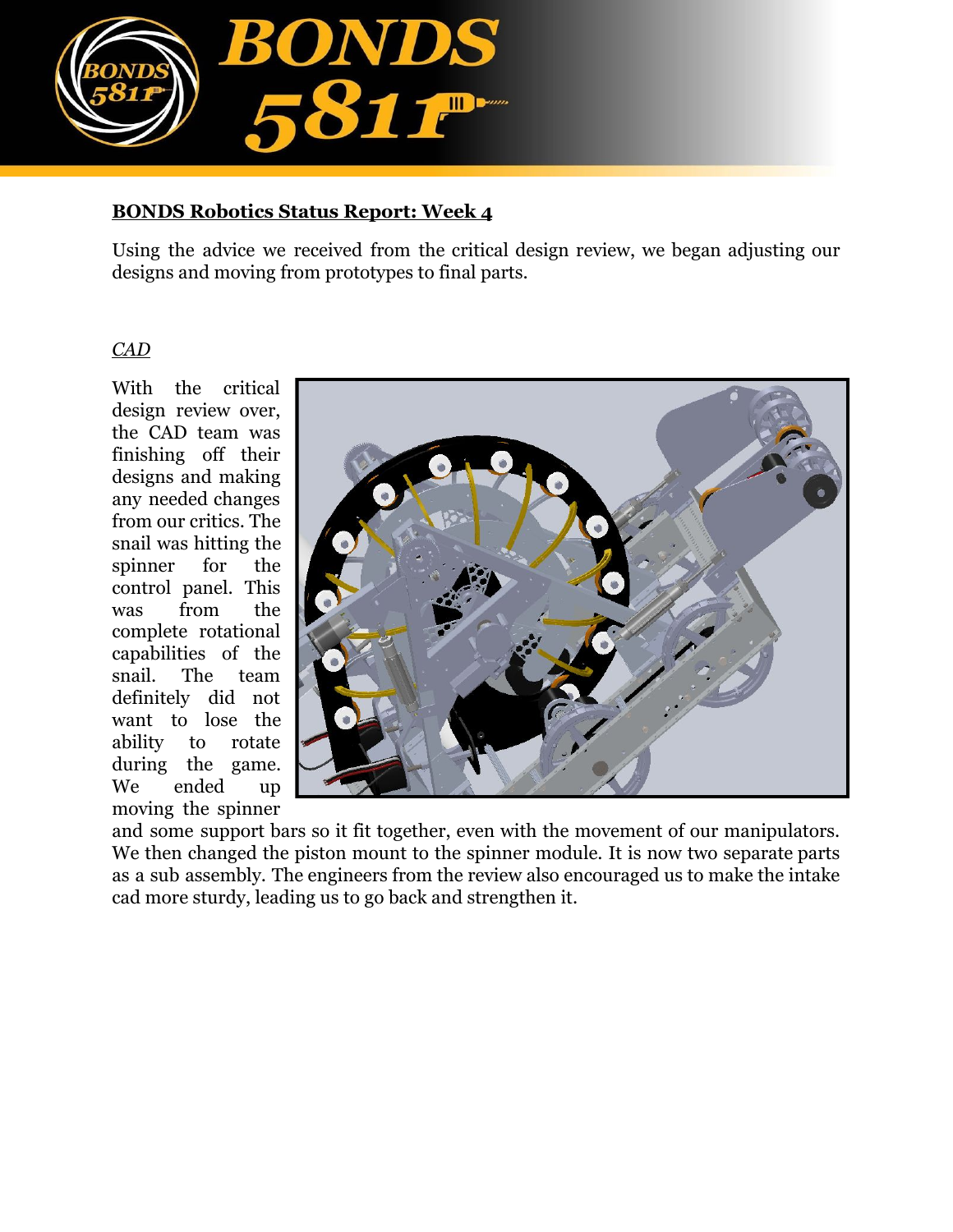**BONDS Robotics Status Report: Week 4**

Using the advice we received from the critical design review, we began adjusting our designs and moving from prototypes to final parts.

*CAD*

With the critical design review over, the CAD team was finishing off their designs and making any needed changes from our critics. The snail was hitting the spinner for the control panel. This was from the complete rotational capabilities of the snail. The team definitely did not want to lose the ability to rotate during the game. We ended up moving the spinner and some support bars so it fit together, even with the movement of our manipulators. We then changed the piston mount to the spinner module. It is now two separate parts as a sub assembly. The engineers from the review also encouraged us to make the intake cad more sturdy, leading us to go back and strengthen it.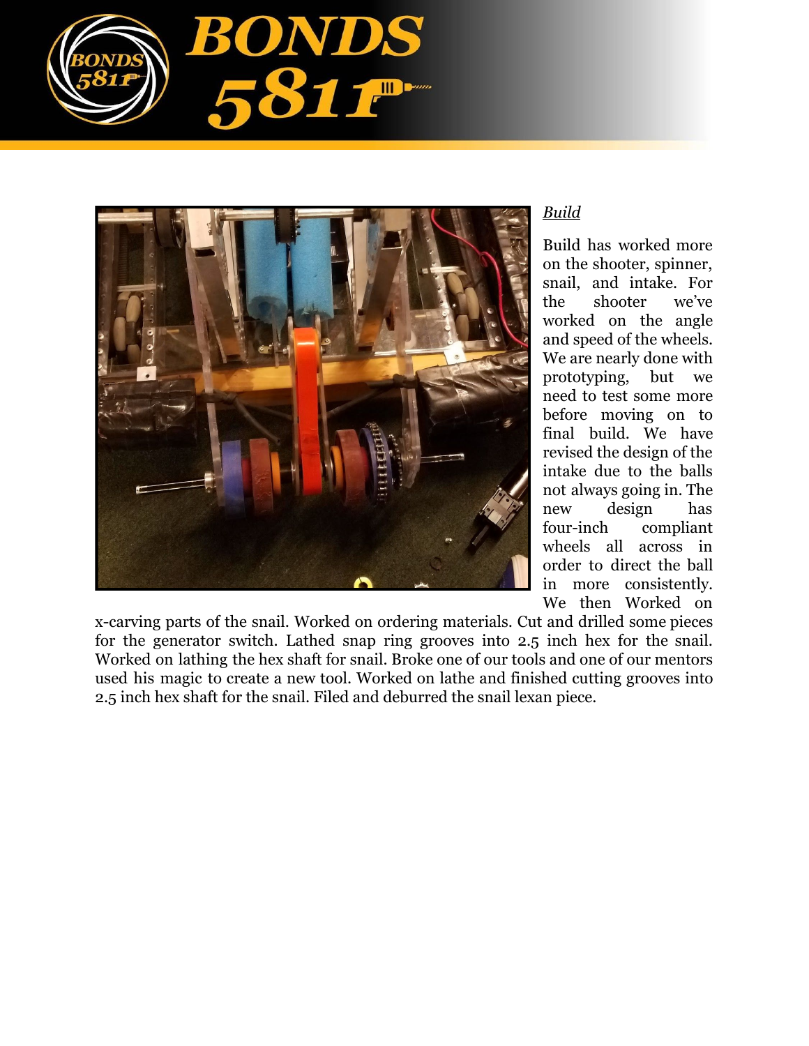*Build*

Build has worked more on the shooter, spinner, snail, and intake. For the shooter we've worked on the angle and speed of the wheels. We are nearly done with prototyping, but we need to test some more before moving on to final build. We have revised the design of the intake due to the balls not always going in. The new design has four-inch compliant wheels all across in order to direct the ball in more consistently. We then Worked on x-carving parts of the snail. Worked on ordering materials. Cut and drilled some pieces for the generator switch. Lathed snap ring grooves into 2.5 inch hex for the snail. Worked on lathing the hex shaft for snail. Broke one of our tools and one of our mentors used his magic to create a new tool. Worked on lathe and finished cutting grooves into 2.5 inch hex shaft for the snail. Filed and deburred the snail lexan piece.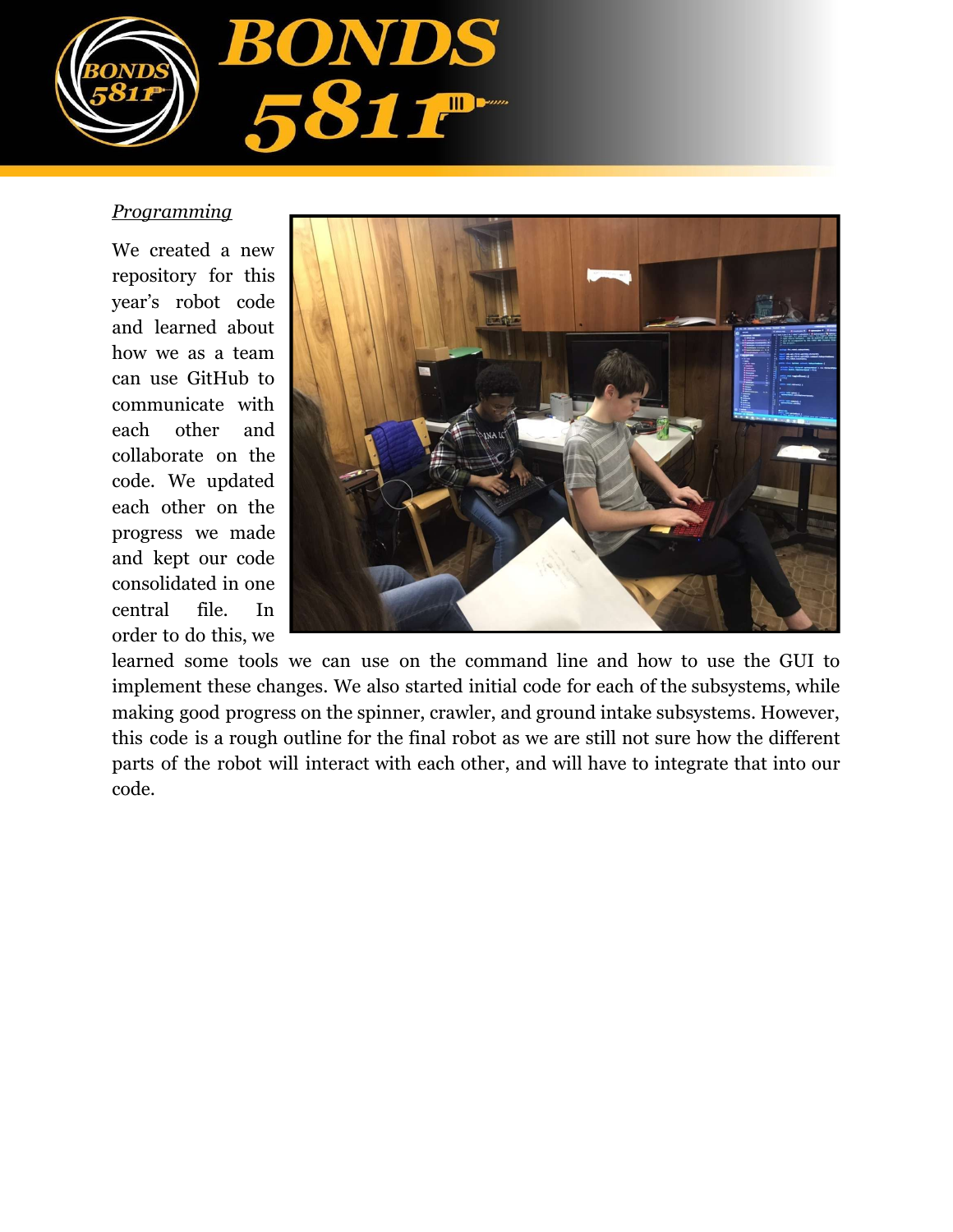*Programming*

We created a new repository for this year's robot code and learned about how we as a team can use GitHub to communicate with each other and collaborate on the code. We updated each other on the progress we made and kept our code consolidated in one central file. In order to do this, we learned some tools we can use on the command line and how to use the GUI to implement these changes. We also started initial code for each of the subsystems, while making good progress on the spinner, crawler, and ground intake subsystems. However, this code is a rough outline for the final robot as we are still not sure how the different parts of the robot will interact with each other, and will have to integrate that into our code.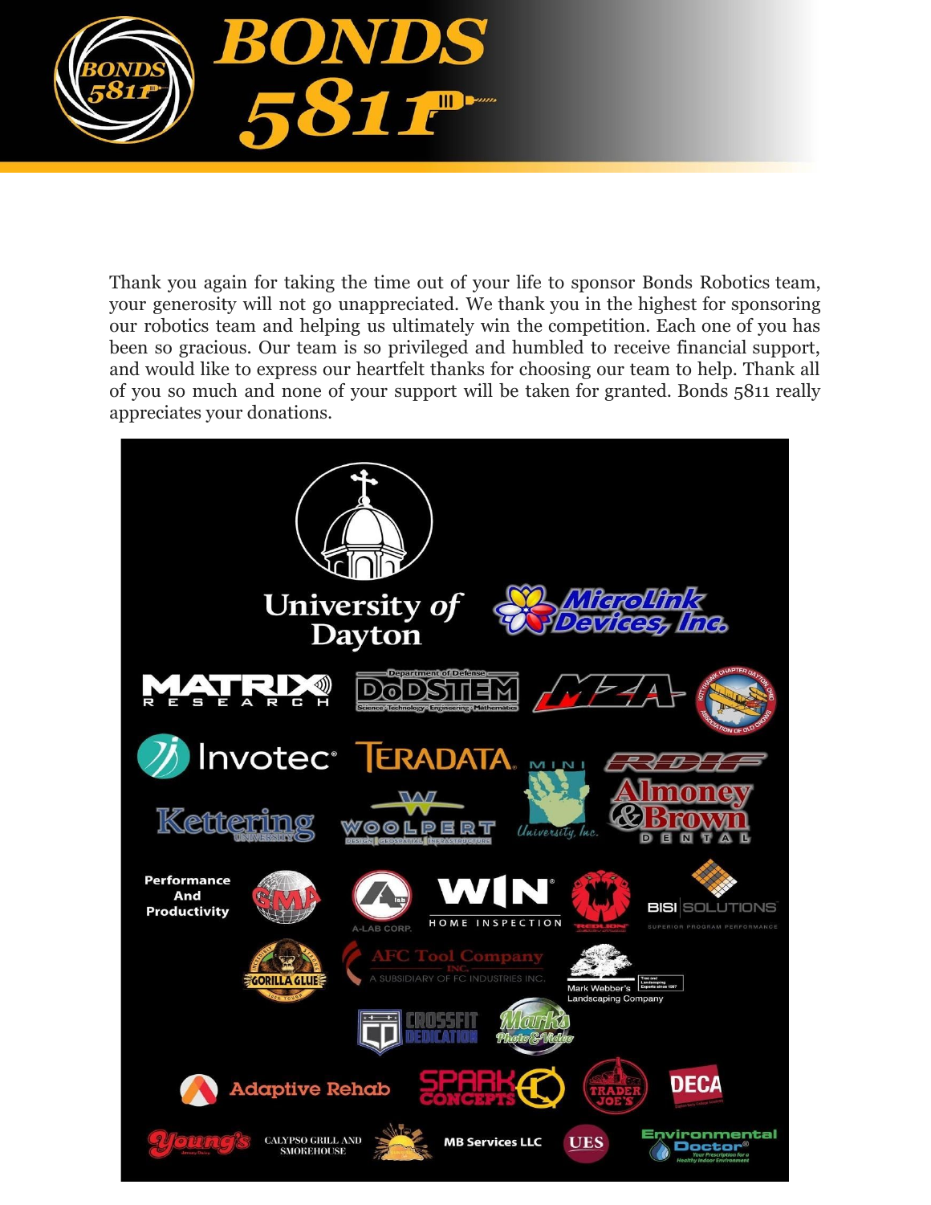Thank you again for taking the time out of your life to sponsor Bonds Robotics team, your generosity will not go unappreciated. We thank you in the highest for sponsoring our robotics team and helping us ultimately win the competition. Each one of you has been so gracious. Our team is so privileged and humbled to receive financial support, and would like to express our heartfelt thanks for choosing our team to help. Thank all of you so much and none of your support will be taken for granted. Bonds 5811 really appreciates your donations.